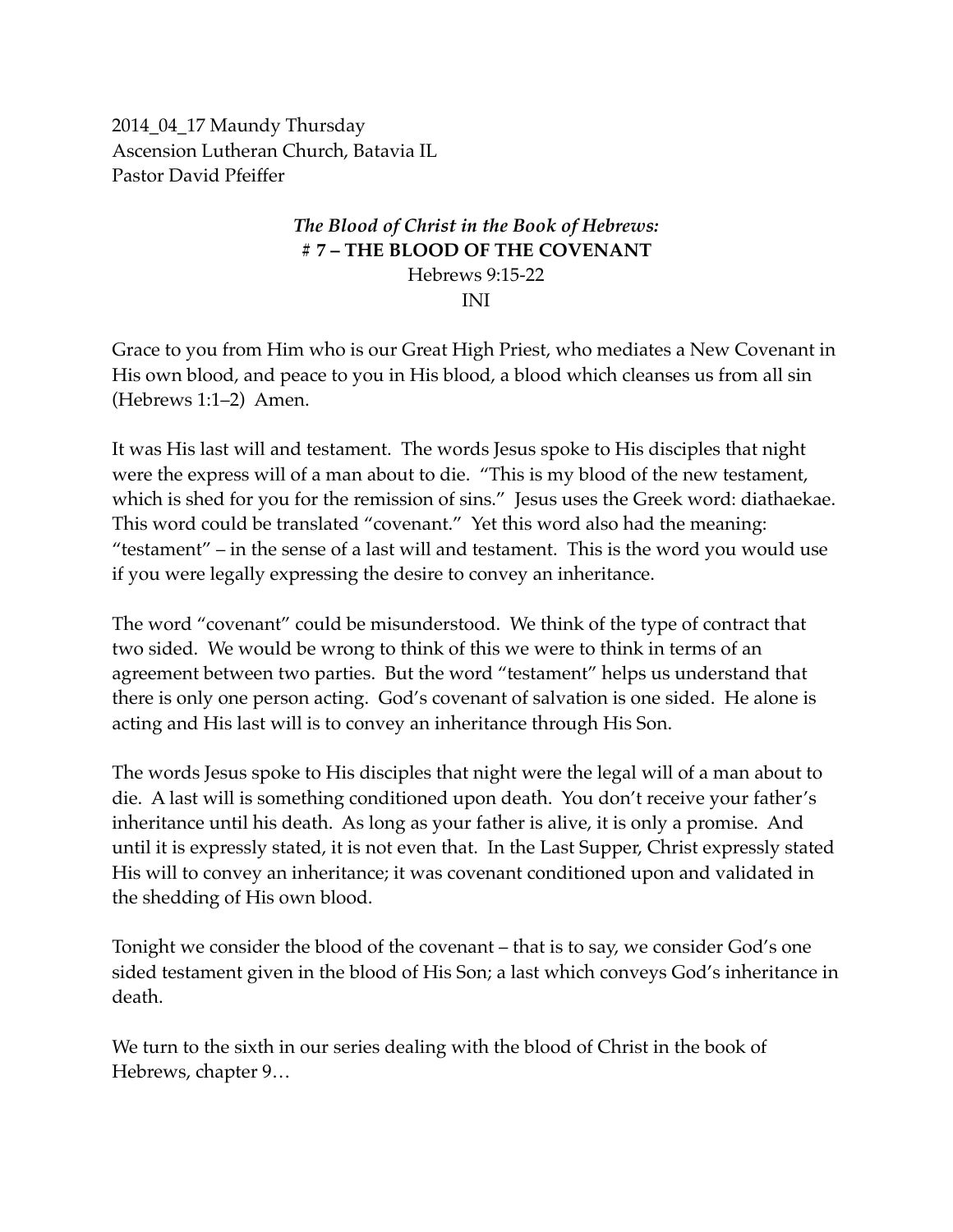2014_04_17 Maundy Thursday
Ascension Lutheran Church, Batavia IL
Pastor David Pfeiffer

***The Blood of Christ in the Book of Hebrews:***
**# 7 – THE BLOOD OF THE COVENANT**
Hebrews 9:15-22
INI

Grace to you from Him who is our Great High Priest, who mediates a New Covenant in His own blood, and peace to you in His blood, a blood which cleanses us from all sin (Hebrews 1:1–2) Amen.

It was His last will and testament. The words Jesus spoke to His disciples that night were the express will of a man about to die. "This is my blood of the new testament, which is shed for you for the remission of sins." Jesus uses the Greek word: diathaekae. This word could be translated "covenant." Yet this word also had the meaning: "testament" – in the sense of a last will and testament. This is the word you would use if you were legally expressing the desire to convey an inheritance.

The word "covenant" could be misunderstood. We think of the type of contract that two sided. We would be wrong to think of this we were to think in terms of an agreement between two parties. But the word "testament" helps us understand that there is only one person acting. God's covenant of salvation is one sided. He alone is acting and His last will is to convey an inheritance through His Son.

The words Jesus spoke to His disciples that night were the legal will of a man about to die. A last will is something conditioned upon death. You don't receive your father's inheritance until his death. As long as your father is alive, it is only a promise. And until it is expressly stated, it is not even that. In the Last Supper, Christ expressly stated His will to convey an inheritance; it was covenant conditioned upon and validated in the shedding of His own blood.

Tonight we consider the blood of the covenant – that is to say, we consider God's one sided testament given in the blood of His Son; a last which conveys God's inheritance in death.

We turn to the sixth in our series dealing with the blood of Christ in the book of Hebrews, chapter 9…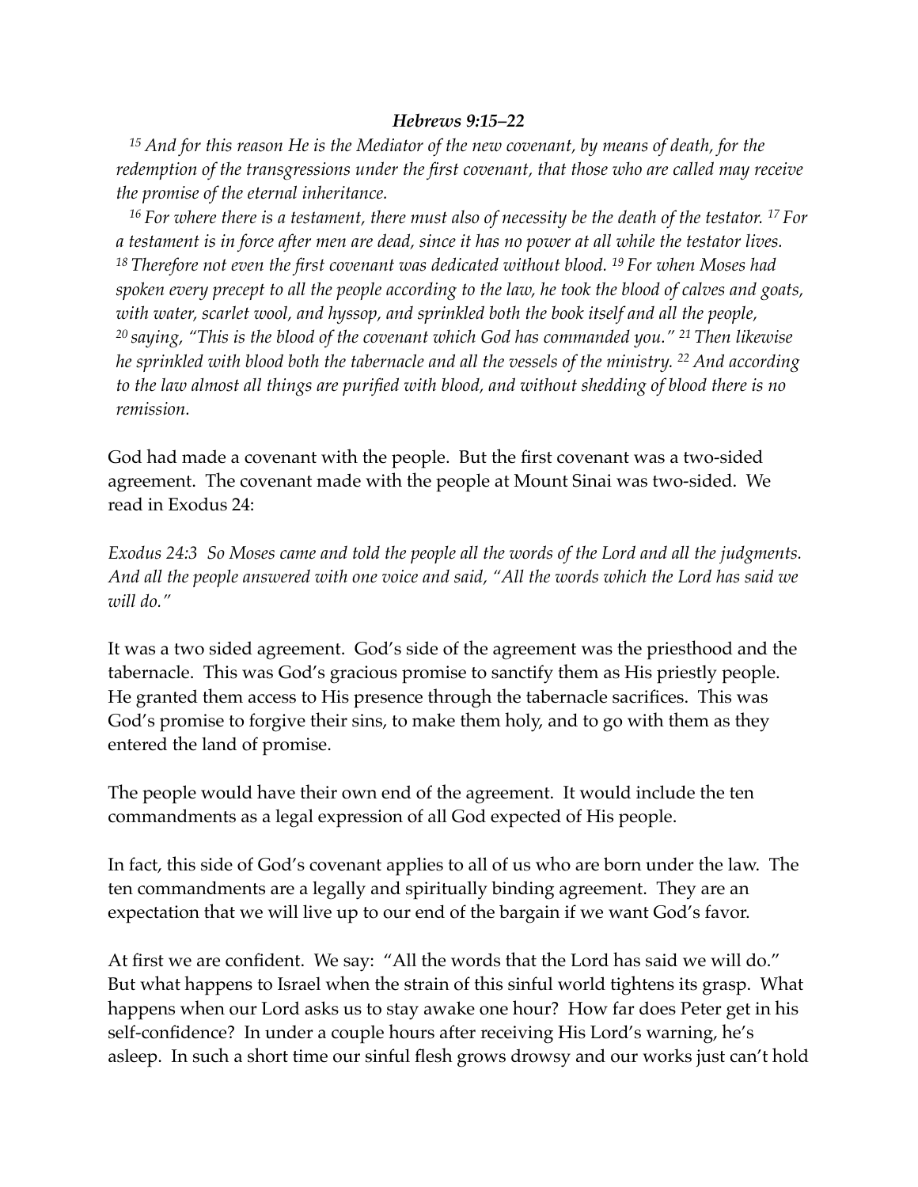***Hebrews 9:15–22***

*[15] And for this reason He is the Mediator of the new covenant, by means of death, for the redemption of the transgressions under the first covenant, that those who are called may receive the promise of the eternal inheritance.*

*[16] For where there is a testament, there must also of necessity be the death of the testator. [17] For a testament is in force after men are dead, since it has no power at all while the testator lives. [18] Therefore not even the first covenant was dedicated without blood. [19] For when Moses had spoken every precept to all the people according to the law, he took the blood of calves and goats, with water, scarlet wool, and hyssop, and sprinkled both the book itself and all the people, [20] saying, "This is the blood of the covenant which God has commanded you." [21] Then likewise he sprinkled with blood both the tabernacle and all the vessels of the ministry. [22] And according to the law almost all things are purified with blood, and without shedding of blood there is no remission.*

God had made a covenant with the people. But the first covenant was a two-sided agreement. The covenant made with the people at Mount Sinai was two-sided. We read in Exodus 24:

*Exodus 24:3 So Moses came and told the people all the words of the Lord and all the judgments. And all the people answered with one voice and said, "All the words which the Lord has said we will do."*

It was a two sided agreement. God's side of the agreement was the priesthood and the tabernacle. This was God's gracious promise to sanctify them as His priestly people. He granted them access to His presence through the tabernacle sacrifices. This was God's promise to forgive their sins, to make them holy, and to go with them as they entered the land of promise.

The people would have their own end of the agreement. It would include the ten commandments as a legal expression of all God expected of His people.

In fact, this side of God's covenant applies to all of us who are born under the law. The ten commandments are a legally and spiritually binding agreement. They are an expectation that we will live up to our end of the bargain if we want God's favor.

At first we are confident. We say: "All the words that the Lord has said we will do." But what happens to Israel when the strain of this sinful world tightens its grasp. What happens when our Lord asks us to stay awake one hour? How far does Peter get in his self-confidence? In under a couple hours after receiving His Lord's warning, he's asleep. In such a short time our sinful flesh grows drowsy and our works just can't hold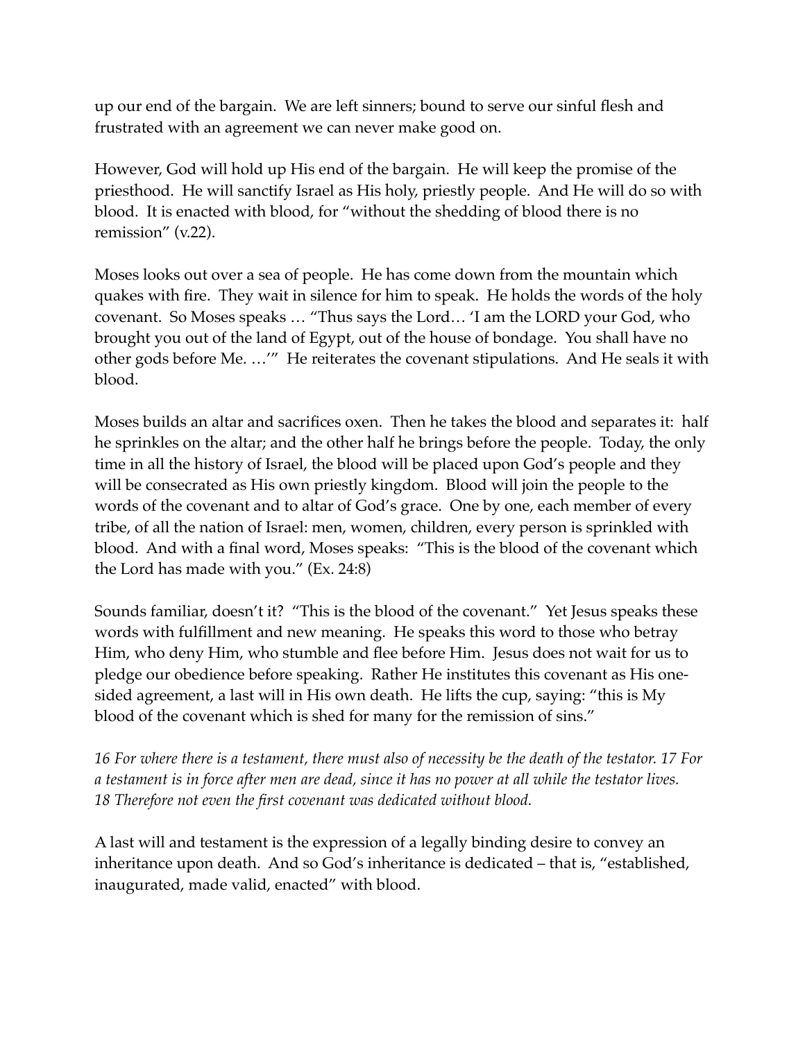up our end of the bargain. We are left sinners; bound to serve our sinful flesh and frustrated with an agreement we can never make good on.

However, God will hold up His end of the bargain. He will keep the promise of the priesthood. He will sanctify Israel as His holy, priestly people. And He will do so with blood. It is enacted with blood, for "without the shedding of blood there is no remission" (v.22).

Moses looks out over a sea of people. He has come down from the mountain which quakes with fire. They wait in silence for him to speak. He holds the words of the holy covenant. So Moses speaks … "Thus says the Lord… 'I am the LORD your God, who brought you out of the land of Egypt, out of the house of bondage. You shall have no other gods before Me. …'" He reiterates the covenant stipulations. And He seals it with blood.

Moses builds an altar and sacrifices oxen. Then he takes the blood and separates it: half he sprinkles on the altar; and the other half he brings before the people. Today, the only time in all the history of Israel, the blood will be placed upon God's people and they will be consecrated as His own priestly kingdom. Blood will join the people to the words of the covenant and to altar of God's grace. One by one, each member of every tribe, of all the nation of Israel: men, women, children, every person is sprinkled with blood. And with a final word, Moses speaks: "This is the blood of the covenant which the Lord has made with you." (Ex. 24:8)

Sounds familiar, doesn't it? "This is the blood of the covenant." Yet Jesus speaks these words with fulfillment and new meaning. He speaks this word to those who betray Him, who deny Him, who stumble and flee before Him. Jesus does not wait for us to pledge our obedience before speaking. Rather He institutes this covenant as His one-sided agreement, a last will in His own death. He lifts the cup, saying: "this is My blood of the covenant which is shed for many for the remission of sins."

*16 For where there is a testament, there must also of necessity be the death of the testator. 17 For a testament is in force after men are dead, since it has no power at all while the testator lives. 18 Therefore not even the first covenant was dedicated without blood.*

A last will and testament is the expression of a legally binding desire to convey an inheritance upon death. And so God's inheritance is dedicated – that is, "established, inaugurated, made valid, enacted" with blood.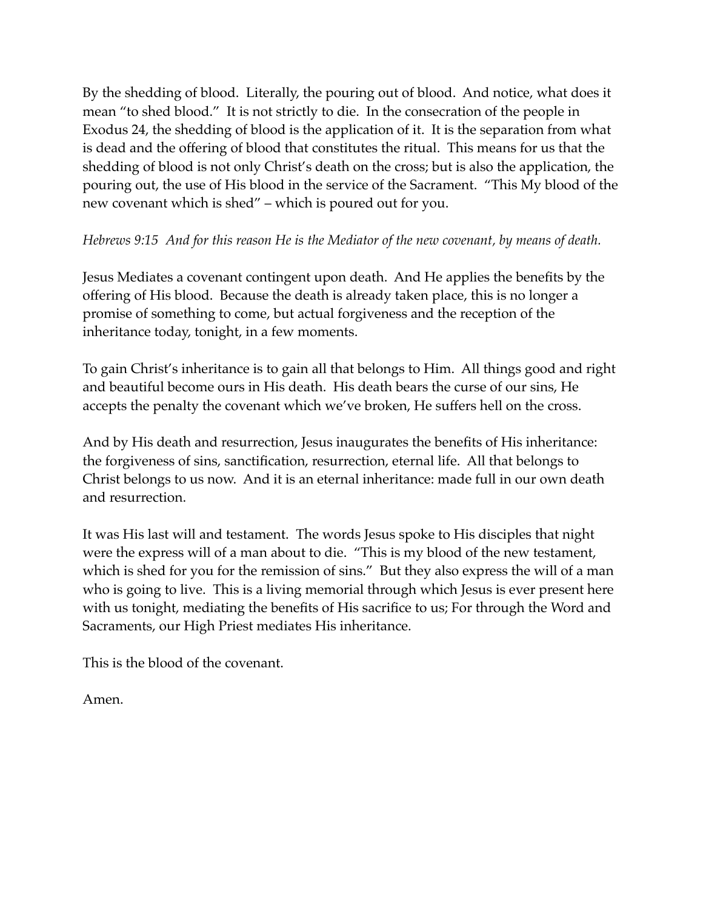By the shedding of blood. Literally, the pouring out of blood. And notice, what does it mean "to shed blood." It is not strictly to die. In the consecration of the people in Exodus 24, the shedding of blood is the application of it. It is the separation from what is dead and the offering of blood that constitutes the ritual. This means for us that the shedding of blood is not only Christ's death on the cross; but is also the application, the pouring out, the use of His blood in the service of the Sacrament. "This My blood of the new covenant which is shed" – which is poured out for you.

*Hebrews 9:15 And for this reason He is the Mediator of the new covenant, by means of death.*

Jesus Mediates a covenant contingent upon death. And He applies the benefits by the offering of His blood. Because the death is already taken place, this is no longer a promise of something to come, but actual forgiveness and the reception of the inheritance today, tonight, in a few moments.

To gain Christ's inheritance is to gain all that belongs to Him. All things good and right and beautiful become ours in His death. His death bears the curse of our sins, He accepts the penalty the covenant which we've broken, He suffers hell on the cross.

And by His death and resurrection, Jesus inaugurates the benefits of His inheritance: the forgiveness of sins, sanctification, resurrection, eternal life. All that belongs to Christ belongs to us now. And it is an eternal inheritance: made full in our own death and resurrection.

It was His last will and testament. The words Jesus spoke to His disciples that night were the express will of a man about to die. "This is my blood of the new testament, which is shed for you for the remission of sins." But they also express the will of a man who is going to live. This is a living memorial through which Jesus is ever present here with us tonight, mediating the benefits of His sacrifice to us; For through the Word and Sacraments, our High Priest mediates His inheritance.

This is the blood of the covenant.

Amen.